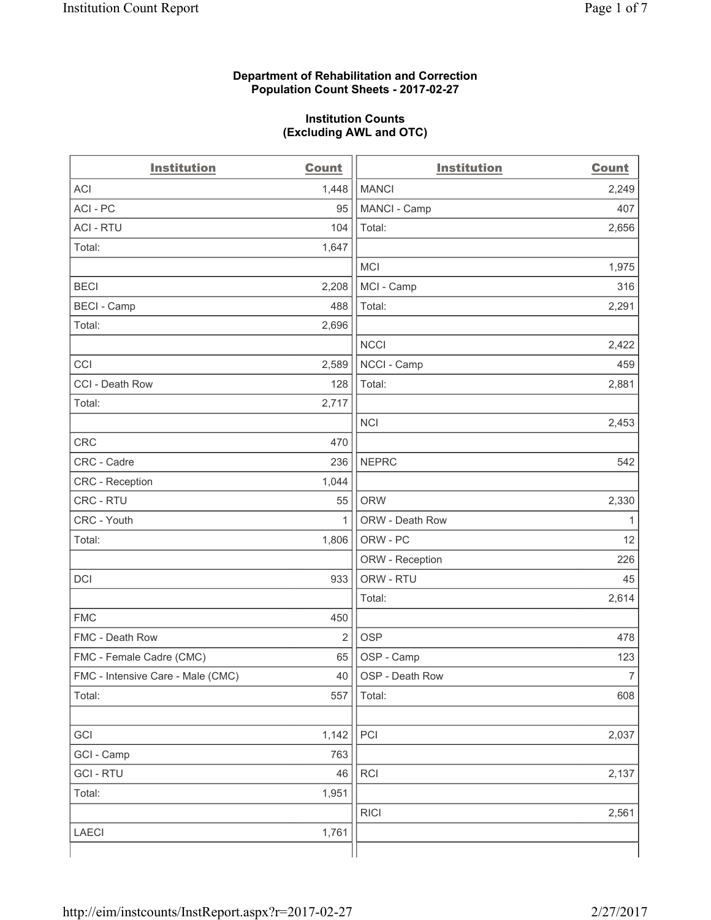**Department of Rehabilitation and Correction**
**Population Count Sheets - 2017-02-27**

**Institution Counts**
**(Excluding AWL and OTC)**

| Institution | Count | Institution | Count |
|---|---|---|---|
| ACI | 1,448 | MANCI | 2,249 |
| ACI - PC | 95 | MANCI - Camp | 407 |
| ACI - RTU | 104 | Total: | 2,656 |
| Total: | 1,647 | | |
| | | MCI | 1,975 |
| BECI | 2,208 | MCI - Camp | 316 |
| BECI - Camp | 488 | Total: | 2,291 |
| Total: | 2,696 | | |
| | | NCCI | 2,422 |
| CCI | 2,589 | NCCI - Camp | 459 |
| CCI - Death Row | 128 | Total: | 2,881 |
| Total: | 2,717 | | |
| | | NCI | 2,453 |
| CRC | 470 | | |
| CRC - Cadre | 236 | NEPRC | 542 |
| CRC - Reception | 1,044 | | |
| CRC - RTU | 55 | ORW | 2,330 |
| CRC - Youth | 1 | ORW - Death Row | 1 |
| Total: | 1,806 | ORW - PC | 12 |
| | | ORW - Reception | 226 |
| DCI | 933 | ORW - RTU | 45 |
| | | Total: | 2,614 |
| FMC | 450 | | |
| FMC - Death Row | 2 | OSP | 478 |
| FMC - Female Cadre (CMC) | 65 | OSP - Camp | 123 |
| FMC - Intensive Care - Male (CMC) | 40 | OSP - Death Row | 7 |
| Total: | 557 | Total: | 608 |
| | | | |
| GCI | 1,142 | PCI | 2,037 |
| GCI - Camp | 763 | | |
| GCI - RTU | 46 | RCI | 2,137 |
| Total: | 1,951 | | |
| | | RICI | 2,561 |
| LAECI | 1,761 | | |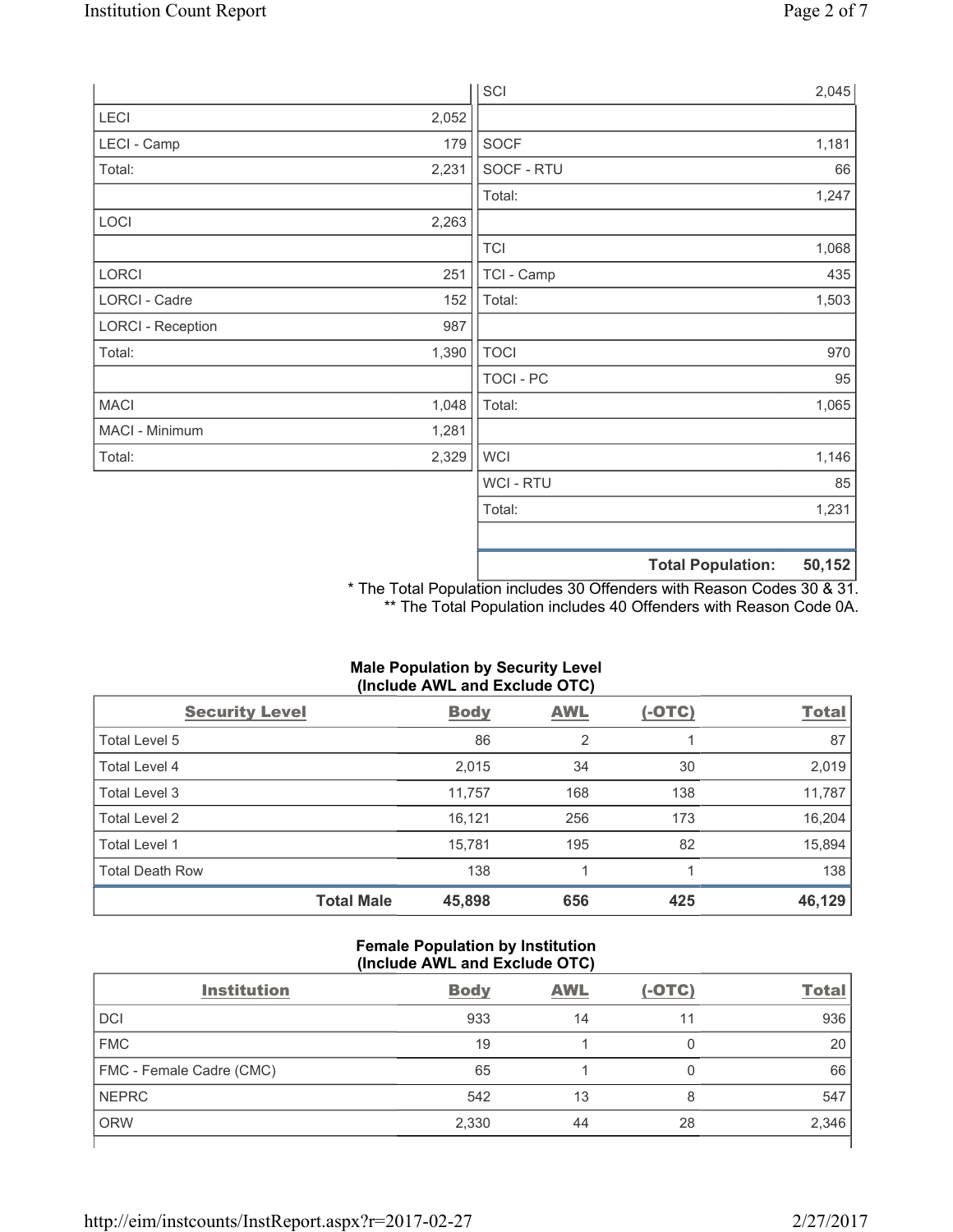| | |
|---|---|
| LECI | 2,052 |
| LECI - Camp | 179 |
| Total: | 2,231 |
| | |
| LOCI | 2,263 |
| | |
| LORCI | 251 |
| LORCI - Cadre | 152 |
| LORCI - Reception | 987 |
| Total: | 1,390 |
| | |
| MACI | 1,048 |
| MACI - Minimum | 1,281 |
| Total: | 2,329 |

| | |
|---|---|
| SCI | 2,045 |
| | |
| SOCF | 1,181 |
| SOCF - RTU | 66 |
| Total: | 1,247 |
| | |
| TCI | 1,068 |
| TCI - Camp | 435 |
| Total: | 1,503 |
| | |
| TOCI | 970 |
| TOCI - PC | 95 |
| Total: | 1,065 |
| | |
| WCI | 1,146 |
| WCI - RTU | 85 |
| Total: | 1,231 |
| | |
| **Total Population:** | **50,152** |

\* The Total Population includes 30 Offenders with Reason Codes 30 & 31.
\** The Total Population includes 40 Offenders with Reason Code 0A.

**Male Population by Security Level (Include AWL and Exclude OTC)**

| Security Level | Body | AWL | (-OTC) | Total |
|---|---|---|---|---|
| Total Level 5 | 86 | 2 | 1 | 87 |
| Total Level 4 | 2,015 | 34 | 30 | 2,019 |
| Total Level 3 | 11,757 | 168 | 138 | 11,787 |
| Total Level 2 | 16,121 | 256 | 173 | 16,204 |
| Total Level 1 | 15,781 | 195 | 82 | 15,894 |
| Total Death Row | 138 | 1 | 1 | 138 |
| **Total Male** | **45,898** | **656** | **425** | **46,129** |

**Female Population by Institution (Include AWL and Exclude OTC)**

| Institution | Body | AWL | (-OTC) | Total |
|---|---|---|---|---|
| DCI | 933 | 14 | 11 | 936 |
| FMC | 19 | 1 | 0 | 20 |
| FMC - Female Cadre (CMC) | 65 | 1 | 0 | 66 |
| NEPRC | 542 | 13 | 8 | 547 |
| ORW | 2,330 | 44 | 28 | 2,346 |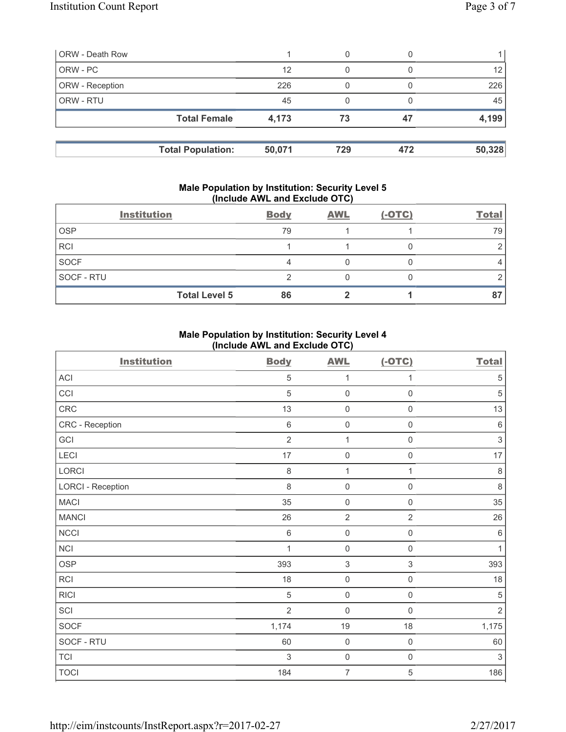| | | | | |
|---|---|---|---|---|
| ORW - Death Row | 1 | 0 | 0 | 1 |
| ORW - PC | 12 | 0 | 0 | 12 |
| ORW - Reception | 226 | 0 | 0 | 226 |
| ORW - RTU | 45 | 0 | 0 | 45 |
| **Total Female** | **4,173** | **73** | **47** | **4,199** |

| | | | | |
|---|---|---|---|---|
| **Total Population:** | **50,071** | **729** | **472** | **50,328** |

### Male Population by Institution: Security Level 5 (Include AWL and Exclude OTC)

| Institution | Body | AWL | (-OTC) | Total |
|---|---|---|---|---|
| OSP | 79 | 1 | 1 | 79 |
| RCI | 1 | 1 | 0 | 2 |
| SOCF | 4 | 0 | 0 | 4 |
| SOCF - RTU | 2 | 0 | 0 | 2 |
| **Total Level 5** | **86** | **2** | **1** | **87** |

### Male Population by Institution: Security Level 4 (Include AWL and Exclude OTC)

| Institution | Body | AWL | (-OTC) | Total |
|---|---|---|---|---|
| ACI | 5 | 1 | 1 | 5 |
| CCI | 5 | 0 | 0 | 5 |
| CRC | 13 | 0 | 0 | 13 |
| CRC - Reception | 6 | 0 | 0 | 6 |
| GCI | 2 | 1 | 0 | 3 |
| LECI | 17 | 0 | 0 | 17 |
| LORCI | 8 | 1 | 1 | 8 |
| LORCI - Reception | 8 | 0 | 0 | 8 |
| MACI | 35 | 0 | 0 | 35 |
| MANCI | 26 | 2 | 2 | 26 |
| NCCI | 6 | 0 | 0 | 6 |
| NCI | 1 | 0 | 0 | 1 |
| OSP | 393 | 3 | 3 | 393 |
| RCI | 18 | 0 | 0 | 18 |
| RICI | 5 | 0 | 0 | 5 |
| SCI | 2 | 0 | 0 | 2 |
| SOCF | 1,174 | 19 | 18 | 1,175 |
| SOCF - RTU | 60 | 0 | 0 | 60 |
| TCI | 3 | 0 | 0 | 3 |
| TOCI | 184 | 7 | 5 | 186 |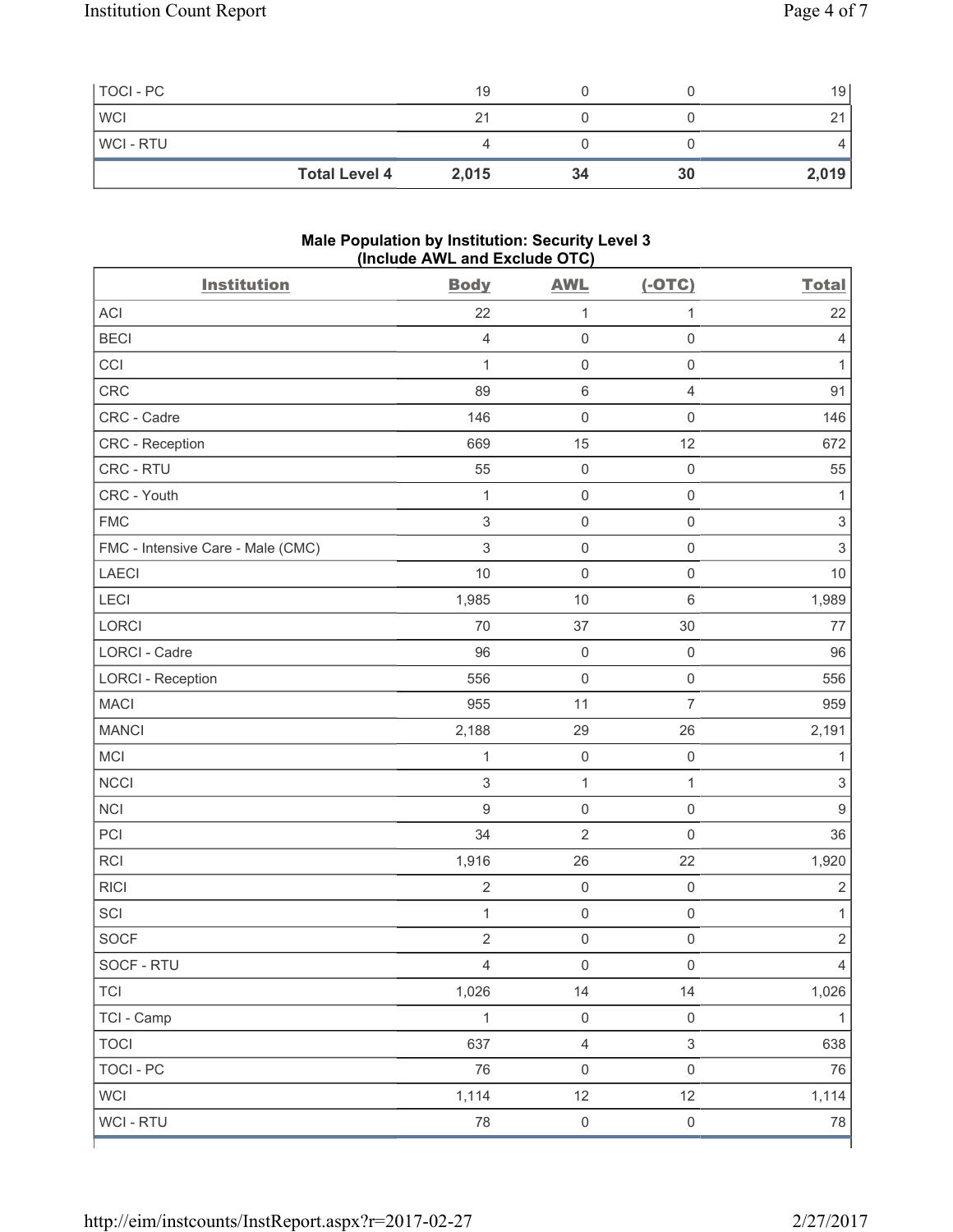| | Body | AWL | (-OTC) | Total |
|---|---|---|---|---|
| TOCI - PC | 19 | 0 | 0 | 19 |
| WCI | 21 | 0 | 0 | 21 |
| WCI - RTU | 4 | 0 | 0 | 4 |
| **Total Level 4** | **2,015** | **34** | **30** | **2,019** |

## Male Population by Institution: Security Level 3 (Include AWL and Exclude OTC)

| Institution | Body | AWL | (-OTC) | Total |
|---|---|---|---|---|
| ACI | 22 | 1 | 1 | 22 |
| BECI | 4 | 0 | 0 | 4 |
| CCI | 1 | 0 | 0 | 1 |
| CRC | 89 | 6 | 4 | 91 |
| CRC - Cadre | 146 | 0 | 0 | 146 |
| CRC - Reception | 669 | 15 | 12 | 672 |
| CRC - RTU | 55 | 0 | 0 | 55 |
| CRC - Youth | 1 | 0 | 0 | 1 |
| FMC | 3 | 0 | 0 | 3 |
| FMC - Intensive Care - Male (CMC) | 3 | 0 | 0 | 3 |
| LAECI | 10 | 0 | 0 | 10 |
| LECI | 1,985 | 10 | 6 | 1,989 |
| LORCI | 70 | 37 | 30 | 77 |
| LORCI - Cadre | 96 | 0 | 0 | 96 |
| LORCI - Reception | 556 | 0 | 0 | 556 |
| MACI | 955 | 11 | 7 | 959 |
| MANCI | 2,188 | 29 | 26 | 2,191 |
| MCI | 1 | 0 | 0 | 1 |
| NCCI | 3 | 1 | 1 | 3 |
| NCI | 9 | 0 | 0 | 9 |
| PCI | 34 | 2 | 0 | 36 |
| RCI | 1,916 | 26 | 22 | 1,920 |
| RICI | 2 | 0 | 0 | 2 |
| SCI | 1 | 0 | 0 | 1 |
| SOCF | 2 | 0 | 0 | 2 |
| SOCF - RTU | 4 | 0 | 0 | 4 |
| TCI | 1,026 | 14 | 14 | 1,026 |
| TCI - Camp | 1 | 0 | 0 | 1 |
| TOCI | 637 | 4 | 3 | 638 |
| TOCI - PC | 76 | 0 | 0 | 76 |
| WCI | 1,114 | 12 | 12 | 1,114 |
| WCI - RTU | 78 | 0 | 0 | 78 |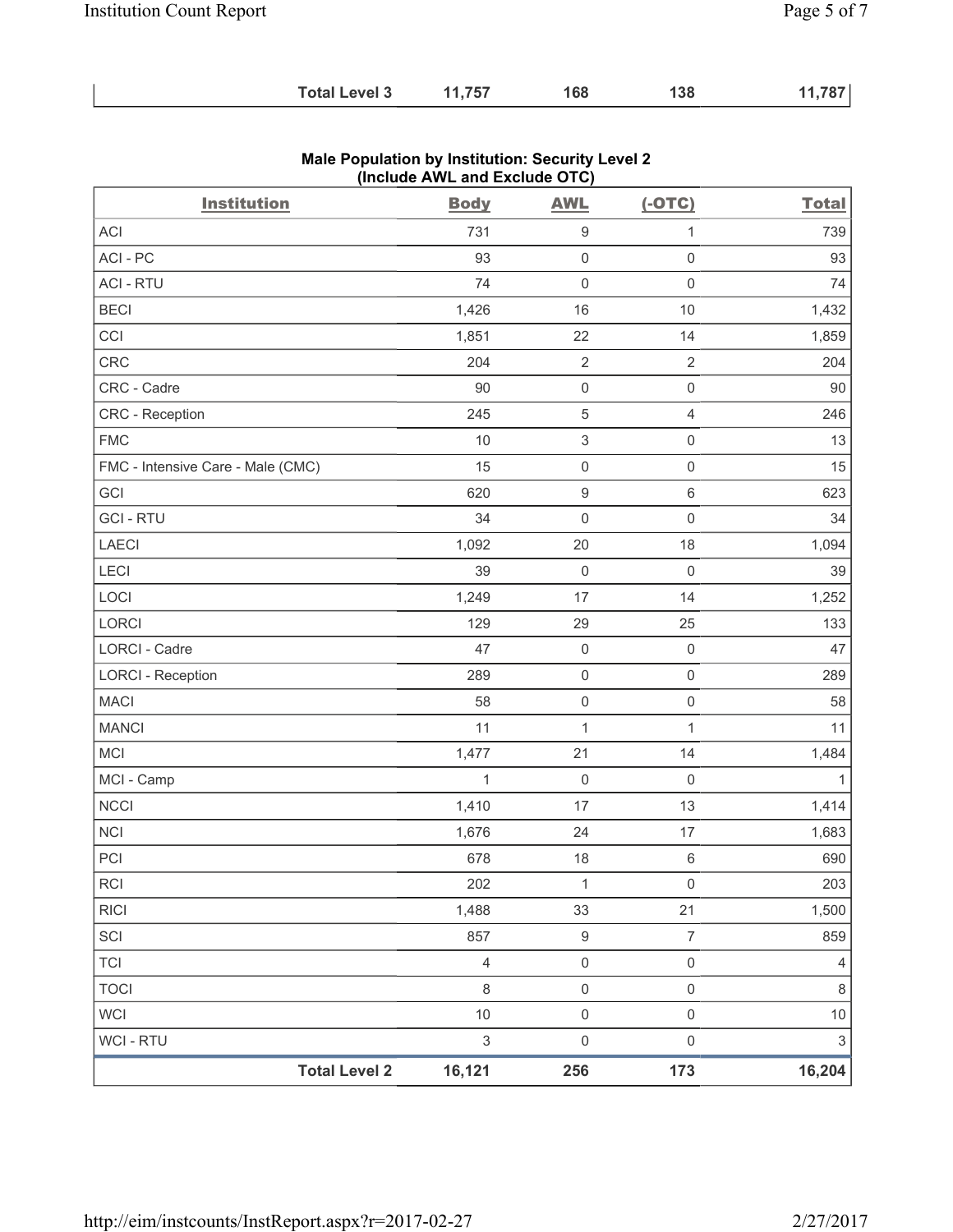| | | | | |
|---|---|---|---|---|
| **Total Level 3** | **11,757** | **168** | **138** | **11,787** |

**Male Population by Institution: Security Level 2 (Include AWL and Exclude OTC)**

| Institution | Body | AWL | (-OTC) | Total |
|---|---|---|---|---|
| ACI | 731 | 9 | 1 | 739 |
| ACI - PC | 93 | 0 | 0 | 93 |
| ACI - RTU | 74 | 0 | 0 | 74 |
| BECI | 1,426 | 16 | 10 | 1,432 |
| CCI | 1,851 | 22 | 14 | 1,859 |
| CRC | 204 | 2 | 2 | 204 |
| CRC - Cadre | 90 | 0 | 0 | 90 |
| CRC - Reception | 245 | 5 | 4 | 246 |
| FMC | 10 | 3 | 0 | 13 |
| FMC - Intensive Care - Male (CMC) | 15 | 0 | 0 | 15 |
| GCI | 620 | 9 | 6 | 623 |
| GCI - RTU | 34 | 0 | 0 | 34 |
| LAECI | 1,092 | 20 | 18 | 1,094 |
| LECI | 39 | 0 | 0 | 39 |
| LOCI | 1,249 | 17 | 14 | 1,252 |
| LORCI | 129 | 29 | 25 | 133 |
| LORCI - Cadre | 47 | 0 | 0 | 47 |
| LORCI - Reception | 289 | 0 | 0 | 289 |
| MACI | 58 | 0 | 0 | 58 |
| MANCI | 11 | 1 | 1 | 11 |
| MCI | 1,477 | 21 | 14 | 1,484 |
| MCI - Camp | 1 | 0 | 0 | 1 |
| NCCI | 1,410 | 17 | 13 | 1,414 |
| NCI | 1,676 | 24 | 17 | 1,683 |
| PCI | 678 | 18 | 6 | 690 |
| RCI | 202 | 1 | 0 | 203 |
| RICI | 1,488 | 33 | 21 | 1,500 |
| SCI | 857 | 9 | 7 | 859 |
| TCI | 4 | 0 | 0 | 4 |
| TOCI | 8 | 0 | 0 | 8 |
| WCI | 10 | 0 | 0 | 10 |
| WCI - RTU | 3 | 0 | 0 | 3 |
| **Total Level 2** | **16,121** | **256** | **173** | **16,204** |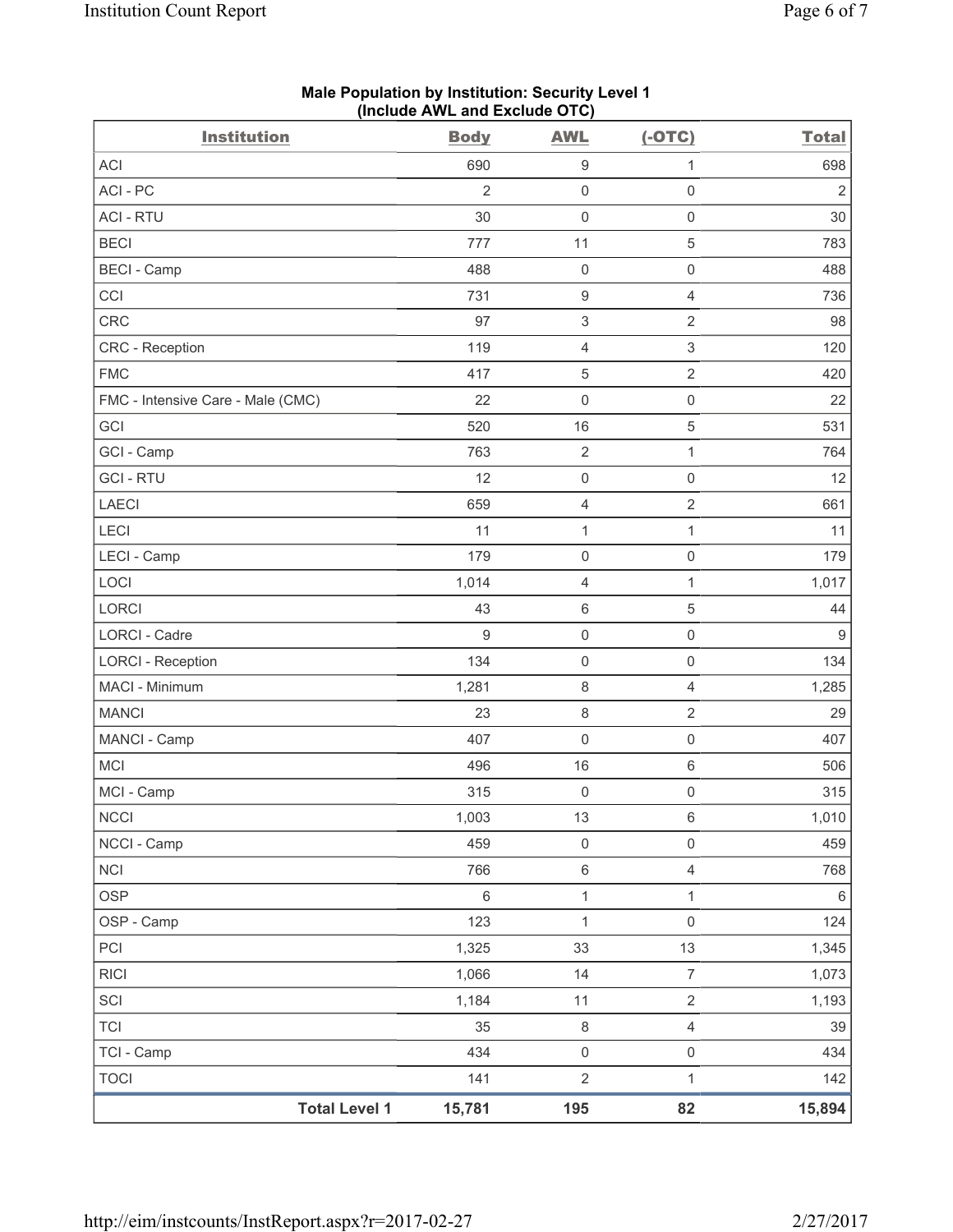**Male Population by Institution: Security Level 1**
**(Include AWL and Exclude OTC)**

| Institution | Body | AWL | (-OTC) | Total |
|---|---|---|---|---|
| ACI | 690 | 9 | 1 | 698 |
| ACI - PC | 2 | 0 | 0 | 2 |
| ACI - RTU | 30 | 0 | 0 | 30 |
| BECI | 777 | 11 | 5 | 783 |
| BECI - Camp | 488 | 0 | 0 | 488 |
| CCI | 731 | 9 | 4 | 736 |
| CRC | 97 | 3 | 2 | 98 |
| CRC - Reception | 119 | 4 | 3 | 120 |
| FMC | 417 | 5 | 2 | 420 |
| FMC - Intensive Care - Male (CMC) | 22 | 0 | 0 | 22 |
| GCI | 520 | 16 | 5 | 531 |
| GCI - Camp | 763 | 2 | 1 | 764 |
| GCI - RTU | 12 | 0 | 0 | 12 |
| LAECI | 659 | 4 | 2 | 661 |
| LECI | 11 | 1 | 1 | 11 |
| LECI - Camp | 179 | 0 | 0 | 179 |
| LOCI | 1,014 | 4 | 1 | 1,017 |
| LORCI | 43 | 6 | 5 | 44 |
| LORCI - Cadre | 9 | 0 | 0 | 9 |
| LORCI - Reception | 134 | 0 | 0 | 134 |
| MACI - Minimum | 1,281 | 8 | 4 | 1,285 |
| MANCI | 23 | 8 | 2 | 29 |
| MANCI - Camp | 407 | 0 | 0 | 407 |
| MCI | 496 | 16 | 6 | 506 |
| MCI - Camp | 315 | 0 | 0 | 315 |
| NCCI | 1,003 | 13 | 6 | 1,010 |
| NCCI - Camp | 459 | 0 | 0 | 459 |
| NCI | 766 | 6 | 4 | 768 |
| OSP | 6 | 1 | 1 | 6 |
| OSP - Camp | 123 | 1 | 0 | 124 |
| PCI | 1,325 | 33 | 13 | 1,345 |
| RICI | 1,066 | 14 | 7 | 1,073 |
| SCI | 1,184 | 11 | 2 | 1,193 |
| TCI | 35 | 8 | 4 | 39 |
| TCI - Camp | 434 | 0 | 0 | 434 |
| TOCI | 141 | 2 | 1 | 142 |
| **Total Level 1** | **15,781** | **195** | **82** | **15,894** |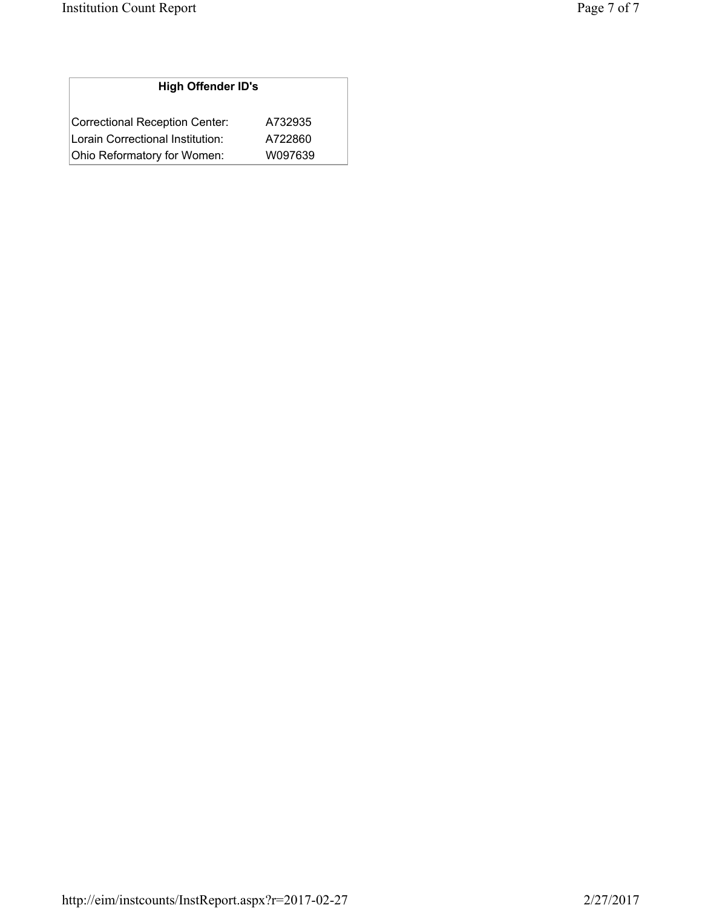| High Offender ID's | |
|---|---|
| Correctional Reception Center: | A732935 |
| Lorain Correctional Institution: | A722860 |
| Ohio Reformatory for Women: | W097639 |